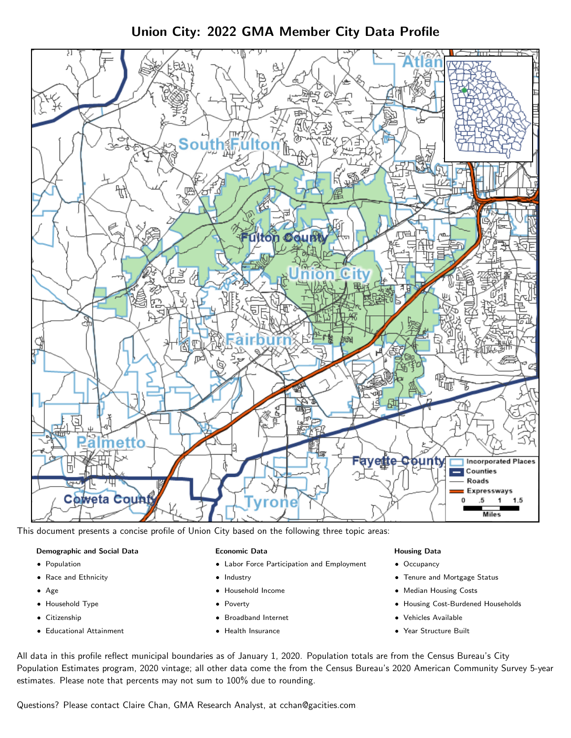# Union City: 2022 GMA Member City Data Profile

This document presents a concise profile of Union City based on the following three topic areas:

**Demographic and Social Data**

- Population
- Race and Ethnicity
- Age
- Household Type
- Citizenship
- Educational Attainment

**Economic Data**

- Labor Force Participation and Employment
- Industry
- Household Income
- Poverty
- Broadband Internet
- Health Insurance

**Housing Data**

- Occupancy
- Tenure and Mortgage Status
- Median Housing Costs
- Housing Cost-Burdened Households
- Vehicles Available
- Year Structure Built

All data in this profile reflect municipal boundaries as of January 1, 2020. Population totals are from the Census Bureau's City Population Estimates program, 2020 vintage; all other data come the from the Census Bureau's 2020 American Community Survey 5-year estimates. Please note that percents may not sum to 100% due to rounding.

Questions? Please contact Claire Chan, GMA Research Analyst, at cchan@gacities.com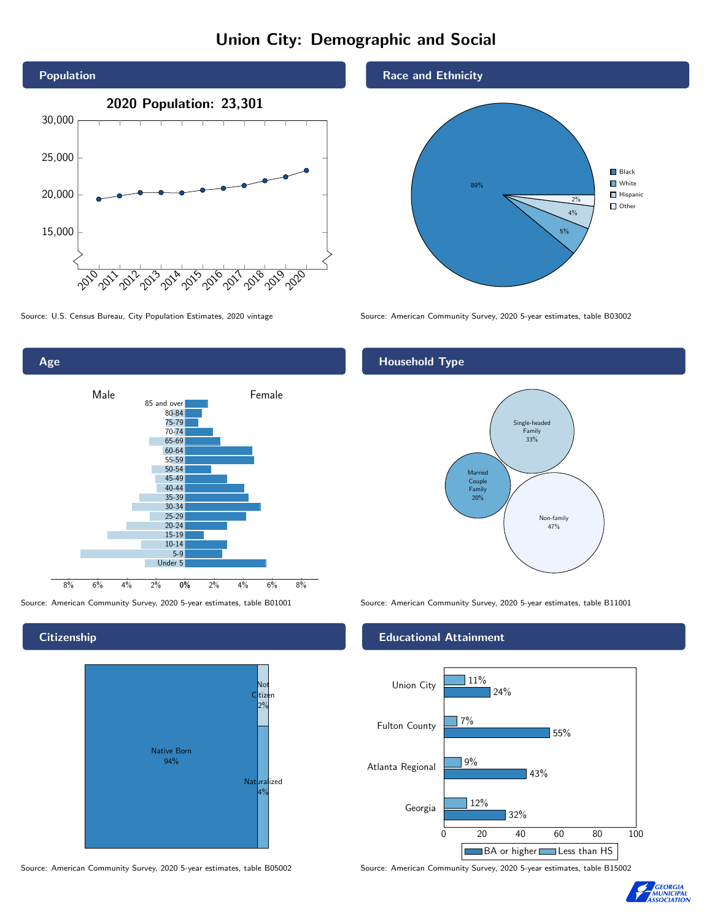# Union City: Demographic and Social

## Population

**2020 Population: 23,301**

Source: U.S. Census Bureau, City Population Estimates, 2020 vintage

## Race and Ethnicity

| Race/Ethnicity | Percent |
|---|---|
| Black | 89% |
| White | 5% |
| Hispanic | 4% |
| Other | 2% |

Source: American Community Survey, 2020 5-year estimates, table B03002

## Age

Source: American Community Survey, 2020 5-year estimates, table B01001

## Household Type

| Household Type | Percent |
|---|---|
| Single-headed Family | 33% |
| Married Couple Family | 20% |
| Non-family | 47% |

Source: American Community Survey, 2020 5-year estimates, table B11001

## Citizenship

| Citizenship | Percent |
|---|---|
| Native Born | 94% |
| Naturalized | 4% |
| Not Citizen | 2% |

Source: American Community Survey, 2020 5-year estimates, table B05002

## Educational Attainment

| Area | Less than HS | BA or higher |
|---|---|---|
| Union City | 11% | 24% |
| Fulton County | 7% | 55% |
| Atlanta Regional | 9% | 43% |
| Georgia | 12% | 32% |

Source: American Community Survey, 2020 5-year estimates, table B15002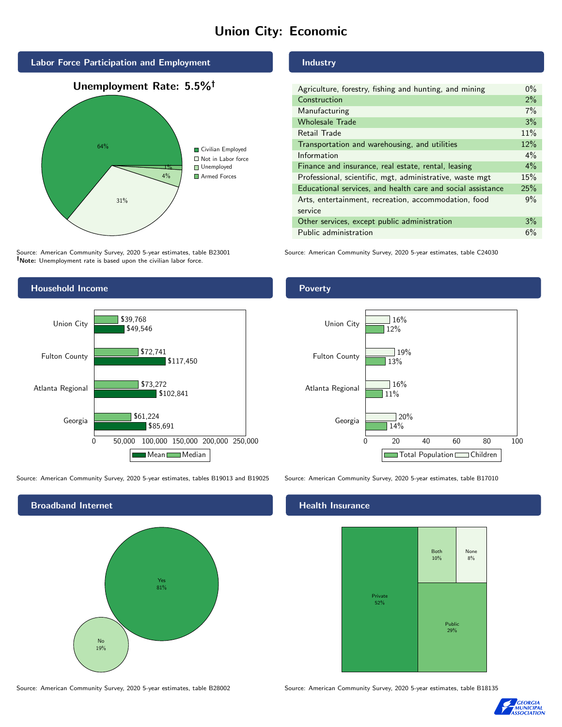# Union City: Economic

## Labor Force Participation and Employment

**Unemployment Rate: 5.5%†**

| Category | Percent |
|---|---|
| Civilian Employed | 64% |
| Not in Labor force | 31% |
| Unemployed | 4% |
| Armed Forces | 1% |

Source: American Community Survey, 2020 5-year estimates, table B23001
**†Note:** Unemployment rate is based upon the civilian labor force.

## Industry

| Industry | Percent |
|---|---|
| Agriculture, forestry, fishing and hunting, and mining | 0% |
| Construction | 2% |
| Manufacturing | 7% |
| Wholesale Trade | 3% |
| Retail Trade | 11% |
| Transportation and warehousing, and utilities | 12% |
| Information | 4% |
| Finance and insurance, real estate, rental, leasing | 4% |
| Professional, scientific, mgt, administrative, waste mgt | 15% |
| Educational services, and health care and social assistance | 25% |
| Arts, entertainment, recreation, accommodation, food service | 9% |
| Other services, except public administration | 3% |
| Public administration | 6% |

Source: American Community Survey, 2020 5-year estimates, table C24030

## Household Income

| | Median | Mean |
|---|---|---|
| Union City | $39,768 | $49,546 |
| Fulton County | $72,741 | $117,450 |
| Atlanta Regional | $73,272 | $102,841 |
| Georgia | $61,224 | $85,691 |

Source: American Community Survey, 2020 5-year estimates, tables B19013 and B19025

## Poverty

| | Children | Total Population |
|---|---|---|
| Union City | 16% | 12% |
| Fulton County | 19% | 13% |
| Atlanta Regional | 16% | 11% |
| Georgia | 20% | 14% |

Source: American Community Survey, 2020 5-year estimates, table B17010

## Broadband Internet

| | Percent |
|---|---|
| Yes | 81% |
| No | 19% |

Source: American Community Survey, 2020 5-year estimates, table B28002

## Health Insurance

| | Percent |
|---|---|
| Private | 52% |
| Public | 29% |
| Both | 10% |
| None | 8% |

Source: American Community Survey, 2020 5-year estimates, table B18135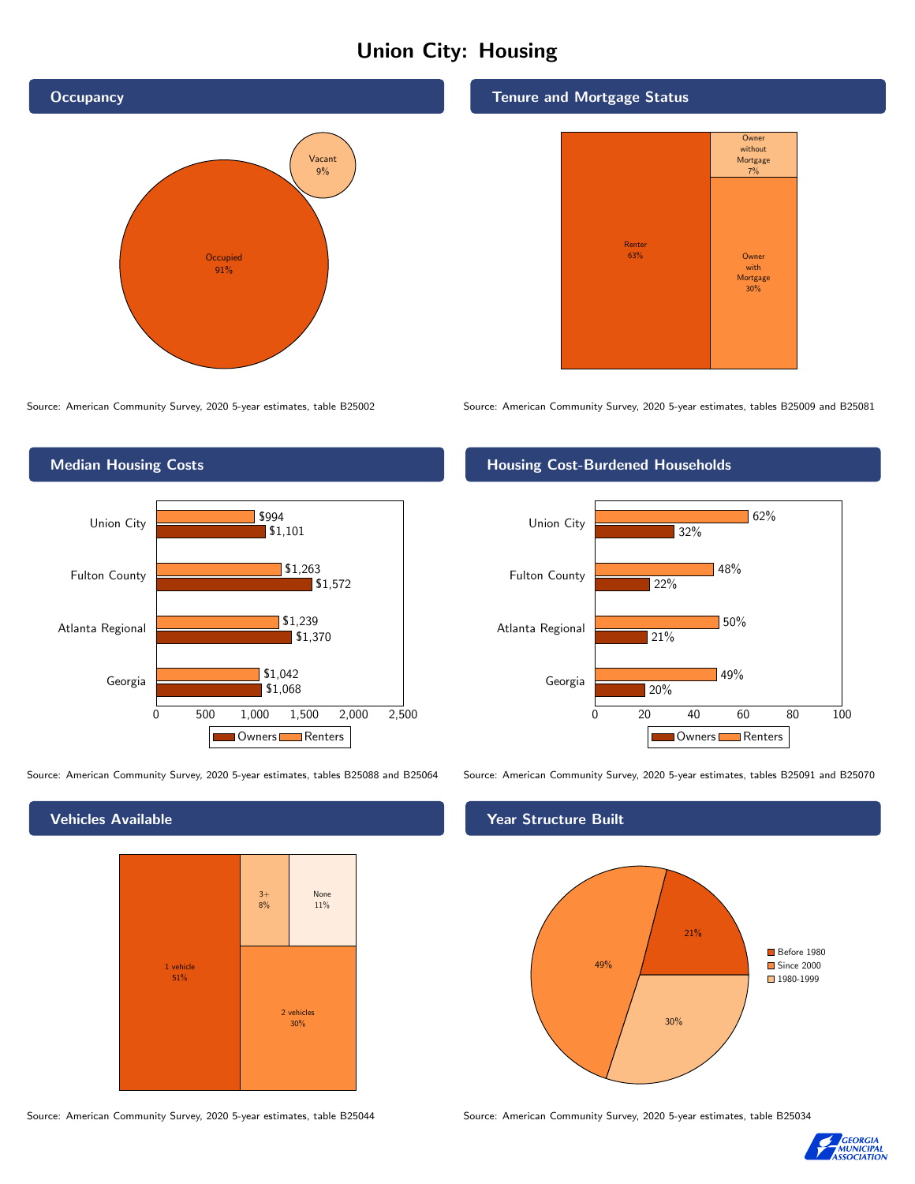# Union City: Housing

## Occupancy

Vacant
9%

Occupied
91%

Source: American Community Survey, 2020 5-year estimates, table B25002

## Tenure and Mortgage Status

Renter
63%

Owner without Mortgage
7%

Owner with Mortgage
30%

Source: American Community Survey, 2020 5-year estimates, tables B25009 and B25081

## Median Housing Costs

Union City
$994
$1,101

Fulton County
$1,263
$1,572

Atlanta Regional
$1,239
$1,370

Georgia
$1,042
$1,068

0 500 1,000 1,500 2,000 2,500

Owners Renters

Source: American Community Survey, 2020 5-year estimates, tables B25088 and B25064

## Housing Cost-Burdened Households

Union City
62%
32%

Fulton County
48%
22%

Atlanta Regional
50%
21%

Georgia
49%
20%

0 20 40 60 80 100

Owners Renters

Source: American Community Survey, 2020 5-year estimates, tables B25091 and B25070

## Vehicles Available

1 vehicle
51%

3+
8%

None
11%

2 vehicles
30%

Source: American Community Survey, 2020 5-year estimates, table B25044

## Year Structure Built

21%
49%
30%

Before 1980
Since 2000
1980-1999

Source: American Community Survey, 2020 5-year estimates, table B25034